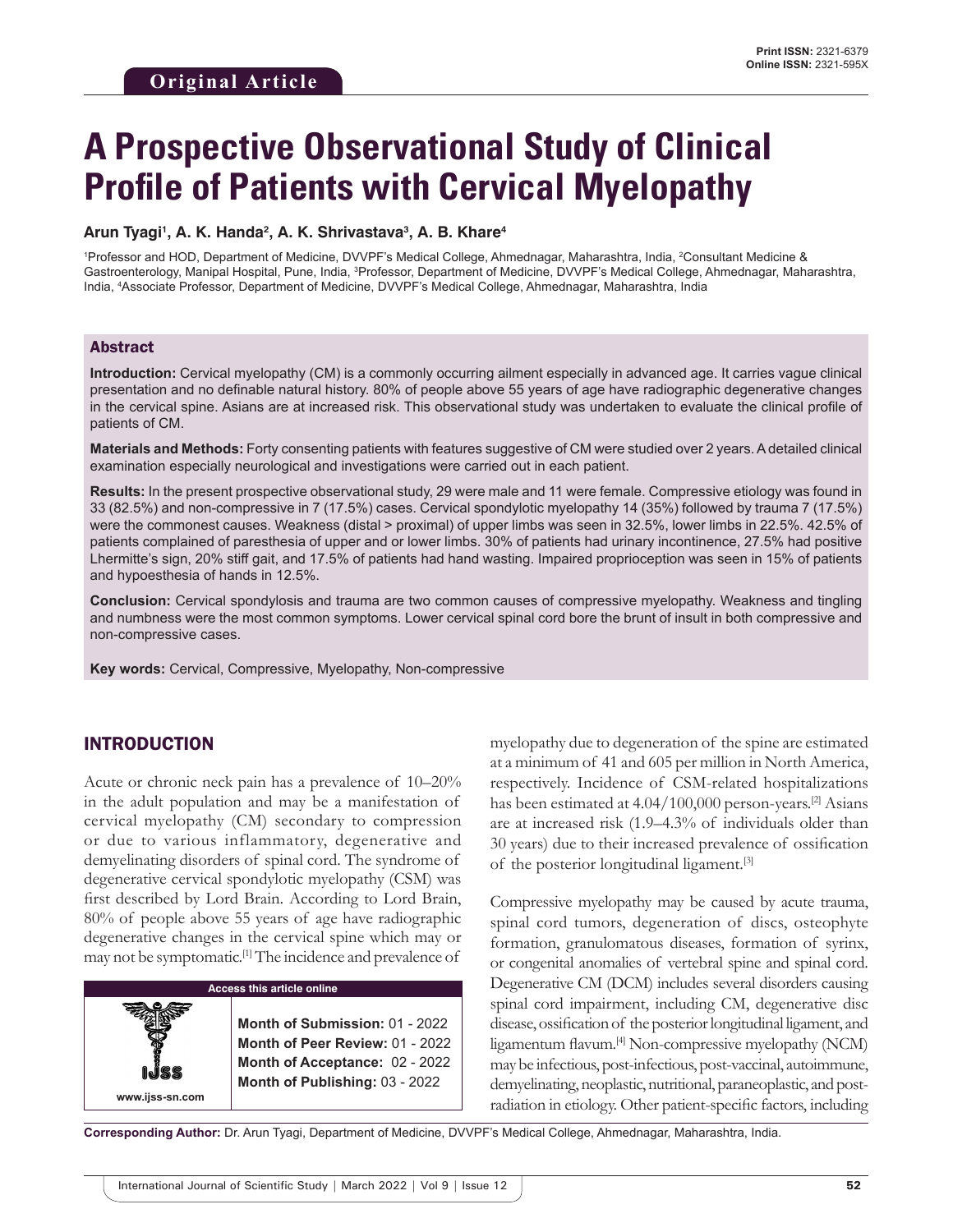**Original Article**

# A Prospective Observational Study of Clinical Profile of Patients with Cervical Myelopathy

**Arun Tyagi[1], A. K. Handa[2], A. K. Shrivastava[3], A. B. Khare[4]**

[1]Professor and HOD, Department of Medicine, DVVPF's Medical College, Ahmednagar, Maharashtra, India, [2]Consultant Medicine & Gastroenterology, Manipal Hospital, Pune, India, [3]Professor, Department of Medicine, DVVPF's Medical College, Ahmednagar, Maharashtra, India, [4]Associate Professor, Department of Medicine, DVVPF's Medical College, Ahmednagar, Maharashtra, India

## Abstract

**Introduction:** Cervical myelopathy (CM) is a commonly occurring ailment especially in advanced age. It carries vague clinical presentation and no definable natural history. 80% of people above 55 years of age have radiographic degenerative changes in the cervical spine. Asians are at increased risk. This observational study was undertaken to evaluate the clinical profile of patients of CM.

**Materials and Methods:** Forty consenting patients with features suggestive of CM were studied over 2 years. A detailed clinical examination especially neurological and investigations were carried out in each patient.

**Results:** In the present prospective observational study, 29 were male and 11 were female. Compressive etiology was found in 33 (82.5%) and non-compressive in 7 (17.5%) cases. Cervical spondylotic myelopathy 14 (35%) followed by trauma 7 (17.5%) were the commonest causes. Weakness (distal > proximal) of upper limbs was seen in 32.5%, lower limbs in 22.5%. 42.5% of patients complained of paresthesia of upper and or lower limbs. 30% of patients had urinary incontinence, 27.5% had positive Lhermitte's sign, 20% stiff gait, and 17.5% of patients had hand wasting. Impaired proprioception was seen in 15% of patients and hypoesthesia of hands in 12.5%.

**Conclusion:** Cervical spondylosis and trauma are two common causes of compressive myelopathy. Weakness and tingling and numbness were the most common symptoms. Lower cervical spinal cord bore the brunt of insult in both compressive and non-compressive cases.

**Key words:** Cervical, Compressive, Myelopathy, Non-compressive

## INTRODUCTION

Acute or chronic neck pain has a prevalence of 10–20% in the adult population and may be a manifestation of cervical myelopathy (CM) secondary to compression or due to various inflammatory, degenerative and demyelinating disorders of spinal cord. The syndrome of degenerative cervical spondylotic myelopathy (CSM) was first described by Lord Brain. According to Lord Brain, 80% of people above 55 years of age have radiographic degenerative changes in the cervical spine which may or may not be symptomatic.[1] The incidence and prevalence of myelopathy due to degeneration of the spine are estimated at a minimum of 41 and 605 per million in North America, respectively. Incidence of CSM-related hospitalizations has been estimated at 4.04/100,000 person-years.[2] Asians are at increased risk (1.9–4.3% of individuals older than 30 years) due to their increased prevalence of ossification of the posterior longitudinal ligament.[3]

Compressive myelopathy may be caused by acute trauma, spinal cord tumors, degeneration of discs, osteophyte formation, granulomatous diseases, formation of syrinx, or congenital anomalies of vertebral spine and spinal cord. Degenerative CM (DCM) includes several disorders causing spinal cord impairment, including CM, degenerative disc disease, ossification of the posterior longitudinal ligament, and ligamentum flavum.[4] Non-compressive myelopathy (NCM) may be infectious, post-infectious, post-vaccinal, autoimmune, demyelinating, neoplastic, nutritional, paraneoplastic, and post-radiation in etiology. Other patient-specific factors, including

| Access this article online | |
|---|---|
| www.ijss-sn.com | **Month of Submission:** 01 - 2022<br>**Month of Peer Review:** 01 - 2022<br>**Month of Acceptance:** 02 - 2022<br>**Month of Publishing:** 03 - 2022 |

**Corresponding Author:** Dr. Arun Tyagi, Department of Medicine, DVVPF's Medical College, Ahmednagar, Maharashtra, India.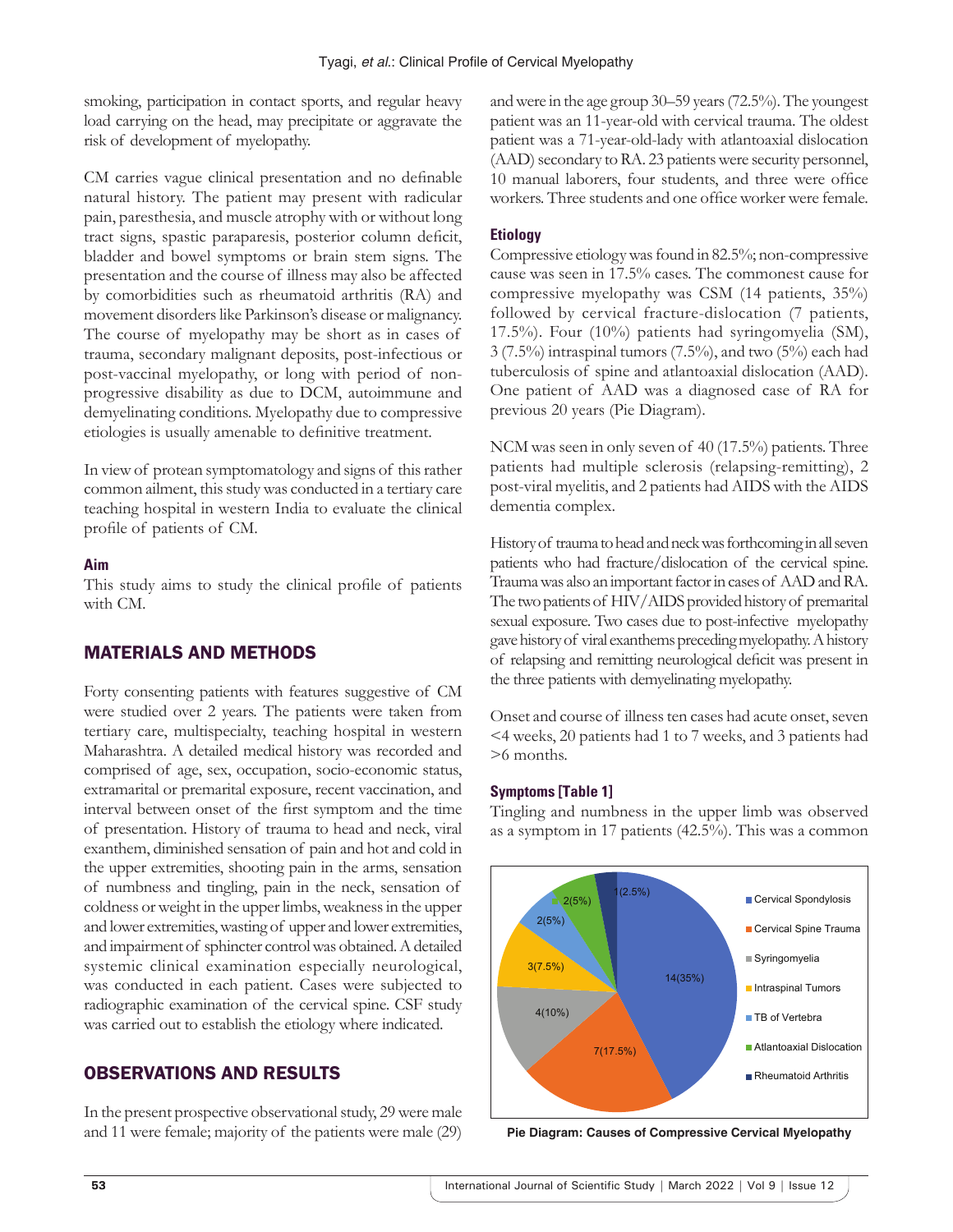smoking, participation in contact sports, and regular heavy load carrying on the head, may precipitate or aggravate the risk of development of myelopathy.

CM carries vague clinical presentation and no definable natural history. The patient may present with radicular pain, paresthesia, and muscle atrophy with or without long tract signs, spastic paraparesis, posterior column deficit, bladder and bowel symptoms or brain stem signs. The presentation and the course of illness may also be affected by comorbidities such as rheumatoid arthritis (RA) and movement disorders like Parkinson's disease or malignancy. The course of myelopathy may be short as in cases of trauma, secondary malignant deposits, post-infectious or post-vaccinal myelopathy, or long with period of non-progressive disability as due to DCM, autoimmune and demyelinating conditions. Myelopathy due to compressive etiologies is usually amenable to definitive treatment.

In view of protean symptomatology and signs of this rather common ailment, this study was conducted in a tertiary care teaching hospital in western India to evaluate the clinical profile of patients of CM.

### Aim

This study aims to study the clinical profile of patients with CM.

## MATERIALS AND METHODS

Forty consenting patients with features suggestive of CM were studied over 2 years. The patients were taken from tertiary care, multispecialty, teaching hospital in western Maharashtra. A detailed medical history was recorded and comprised of age, sex, occupation, socio-economic status, extramarital or premarital exposure, recent vaccination, and interval between onset of the first symptom and the time of presentation. History of trauma to head and neck, viral exanthem, diminished sensation of pain and hot and cold in the upper extremities, shooting pain in the arms, sensation of numbness and tingling, pain in the neck, sensation of coldness or weight in the upper limbs, weakness in the upper and lower extremities, wasting of upper and lower extremities, and impairment of sphincter control was obtained. A detailed systemic clinical examination especially neurological, was conducted in each patient. Cases were subjected to radiographic examination of the cervical spine. CSF study was carried out to establish the etiology where indicated.

## OBSERVATIONS AND RESULTS

In the present prospective observational study, 29 were male and 11 were female; majority of the patients were male (29) and were in the age group 30–59 years (72.5%). The youngest patient was an 11-year-old with cervical trauma. The oldest patient was a 71-year-old-lady with atlantoaxial dislocation (AAD) secondary to RA. 23 patients were security personnel, 10 manual laborers, four students, and three were office workers. Three students and one office worker were female.

### Etiology

Compressive etiology was found in 82.5%; non-compressive cause was seen in 17.5% cases. The commonest cause for compressive myelopathy was CSM (14 patients, 35%) followed by cervical fracture-dislocation (7 patients, 17.5%). Four (10%) patients had syringomyelia (SM), 3 (7.5%) intraspinal tumors (7.5%), and two (5%) each had tuberculosis of spine and atlantoaxial dislocation (AAD). One patient of AAD was a diagnosed case of RA for previous 20 years (Pie Diagram).

NCM was seen in only seven of 40 (17.5%) patients. Three patients had multiple sclerosis (relapsing-remitting), 2 post-viral myelitis, and 2 patients had AIDS with the AIDS dementia complex.

History of trauma to head and neck was forthcoming in all seven patients who had fracture/dislocation of the cervical spine. Trauma was also an important factor in cases of AAD and RA. The two patients of HIV/AIDS provided history of premarital sexual exposure. Two cases due to post-infective myelopathy gave history of viral exanthems preceding myelopathy. A history of relapsing and remitting neurological deficit was present in the three patients with demyelinating myelopathy.

Onset and course of illness ten cases had acute onset, seven <4 weeks, 20 patients had 1 to 7 weeks, and 3 patients had >6 months.

### Symptoms [Table 1]

Tingling and numbness in the upper limb was observed as a symptom in 17 patients (42.5%). This was a common

Pie Diagram: Causes of Compressive Cervical Myelopathy

| Cause | n (%) |
|---|---|
| Cervical Spondylosis | 14(35%) |
| Cervical Spine Trauma | 7(17.5%) |
| Syringomyelia | 4(10%) |
| Intraspinal Tumors | 3(7.5%) |
| TB of Vertebra | 2(5%) |
| Atlantoaxial Dislocation | 2(5%) |
| Rheumatoid Arthritis | 1(2.5%) |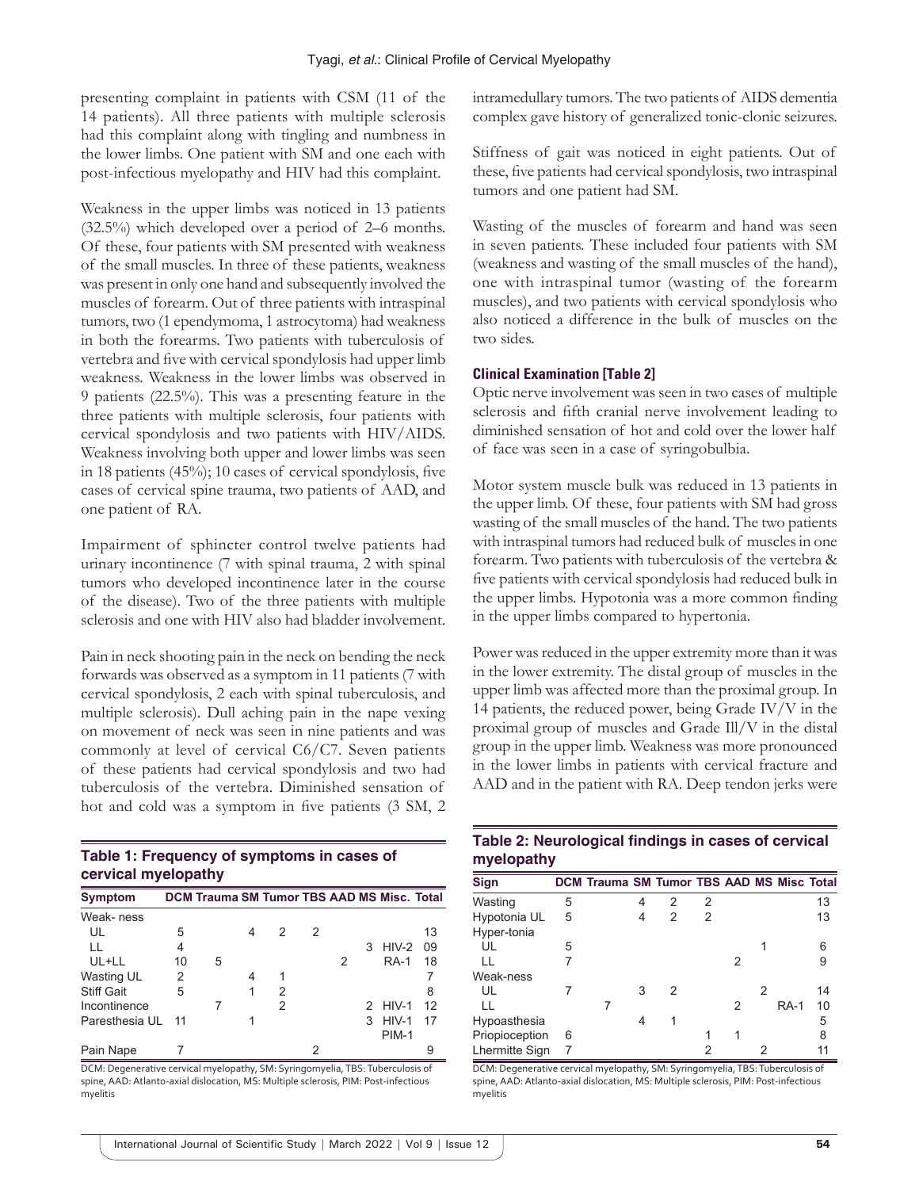presenting complaint in patients with CSM (11 of the 14 patients). All three patients with multiple sclerosis had this complaint along with tingling and numbness in the lower limbs. One patient with SM and one each with post-infectious myelopathy and HIV had this complaint.

Weakness in the upper limbs was noticed in 13 patients (32.5%) which developed over a period of 2–6 months. Of these, four patients with SM presented with weakness of the small muscles. In three of these patients, weakness was present in only one hand and subsequently involved the muscles of forearm. Out of three patients with intraspinal tumors, two (1 ependymoma, 1 astrocytoma) had weakness in both the forearms. Two patients with tuberculosis of vertebra and five with cervical spondylosis had upper limb weakness. Weakness in the lower limbs was observed in 9 patients (22.5%). This was a presenting feature in the three patients with multiple sclerosis, four patients with cervical spondylosis and two patients with HIV/AIDS. Weakness involving both upper and lower limbs was seen in 18 patients (45%); 10 cases of cervical spondylosis, five cases of cervical spine trauma, two patients of AAD, and one patient of RA.

Impairment of sphincter control twelve patients had urinary incontinence (7 with spinal trauma, 2 with spinal tumors who developed incontinence later in the course of the disease). Two of the three patients with multiple sclerosis and one with HIV also had bladder involvement.

Pain in neck shooting pain in the neck on bending the neck forwards was observed as a symptom in 11 patients (7 with cervical spondylosis, 2 each with spinal tuberculosis, and multiple sclerosis). Dull aching pain in the nape vexing on movement of neck was seen in nine patients and was commonly at level of cervical C6/C7. Seven patients of these patients had cervical spondylosis and two had tuberculosis of the vertebra. Diminished sensation of hot and cold was a symptom in five patients (3 SM, 2 intramedullary tumors. The two patients of AIDS dementia complex gave history of generalized tonic-clonic seizures.

Stiffness of gait was noticed in eight patients. Out of these, five patients had cervical spondylosis, two intraspinal tumors and one patient had SM.

Wasting of the muscles of forearm and hand was seen in seven patients. These included four patients with SM (weakness and wasting of the small muscles of the hand), one with intraspinal tumor (wasting of the forearm muscles), and two patients with cervical spondylosis who also noticed a difference in the bulk of muscles on the two sides.

**Table 1: Frequency of symptoms in cases of cervical myelopathy**

| Symptom | DCM | Trauma | SM | Tumor | TBS | AAD | MS | Misc. | Total |
|---|---|---|---|---|---|---|---|---|---|
| Weak- ness | | | | | | | | | |
| UL | 5 | | 4 | 2 | 2 | | | | 13 |
| LL | 4 | | | | | | 3 | HIV-2 | 09 |
| UL+LL | 10 | 5 | | | | 2 | | RA-1 | 18 |
| Wasting UL | 2 | | 4 | 1 | | | | | 7 |
| Stiff Gait | 5 | | 1 | 2 | | | | | 8 |
| Incontinence | | 7 | | 2 | | | 2 | HIV-1 | 12 |
| Paresthesia UL | 11 | | 1 | | | | 3 | HIV-1 PIM-1 | 17 |
| Pain Nape | 7 | | | | 2 | | | | 9 |

DCM: Degenerative cervical myelopathy, SM: Syringomyelia, TBS: Tuberculosis of spine, AAD: Atlanto-axial dislocation, MS: Multiple sclerosis, PIM: Post-infectious myelitis

### Clinical Examination [Table 2]

Optic nerve involvement was seen in two cases of multiple sclerosis and fifth cranial nerve involvement leading to diminished sensation of hot and cold over the lower half of face was seen in a case of syringobulbia.

Motor system muscle bulk was reduced in 13 patients in the upper limb. Of these, four patients with SM had gross wasting of the small muscles of the hand. The two patients with intraspinal tumors had reduced bulk of muscles in one forearm. Two patients with tuberculosis of the vertebra & five patients with cervical spondylosis had reduced bulk in the upper limbs. Hypotonia was a more common finding in the upper limbs compared to hypertonia.

Power was reduced in the upper extremity more than it was in the lower extremity. The distal group of muscles in the upper limb was affected more than the proximal group. In 14 patients, the reduced power, being Grade IV/V in the proximal group of muscles and Grade III/V in the distal group in the upper limb. Weakness was more pronounced in the lower limbs in patients with cervical fracture and AAD and in the patient with RA. Deep tendon jerks were

**Table 2: Neurological findings in cases of cervical myelopathy**

| Sign | DCM | Trauma | SM | Tumor | TBS | AAD | MS | Misc | Total |
|---|---|---|---|---|---|---|---|---|---|
| Wasting | 5 | | 4 | 2 | 2 | | | | 13 |
| Hypotonia UL | 5 | | 4 | 2 | 2 | | | | 13 |
| Hyper-tonia | | | | | | | | | |
| UL | 5 | | | | | | 1 | | 6 |
| LL | 7 | | | | | 2 | | | 9 |
| Weak-ness | | | | | | | | | |
| UL | 7 | | 3 | 2 | | | 2 | | 14 |
| LL | | 7 | | | | 2 | | RA-1 | 10 |
| Hypoasthesia | | | 4 | 1 | | | | | 5 |
| Priopioception | 6 | | | | 1 | 1 | | | 8 |
| Lhermitte Sign | 7 | | | | 2 | | 2 | | 11 |

DCM: Degenerative cervical myelopathy, SM: Syringomyelia, TBS: Tuberculosis of spine, AAD: Atlanto-axial dislocation, MS: Multiple sclerosis, PIM: Post-infectious myelitis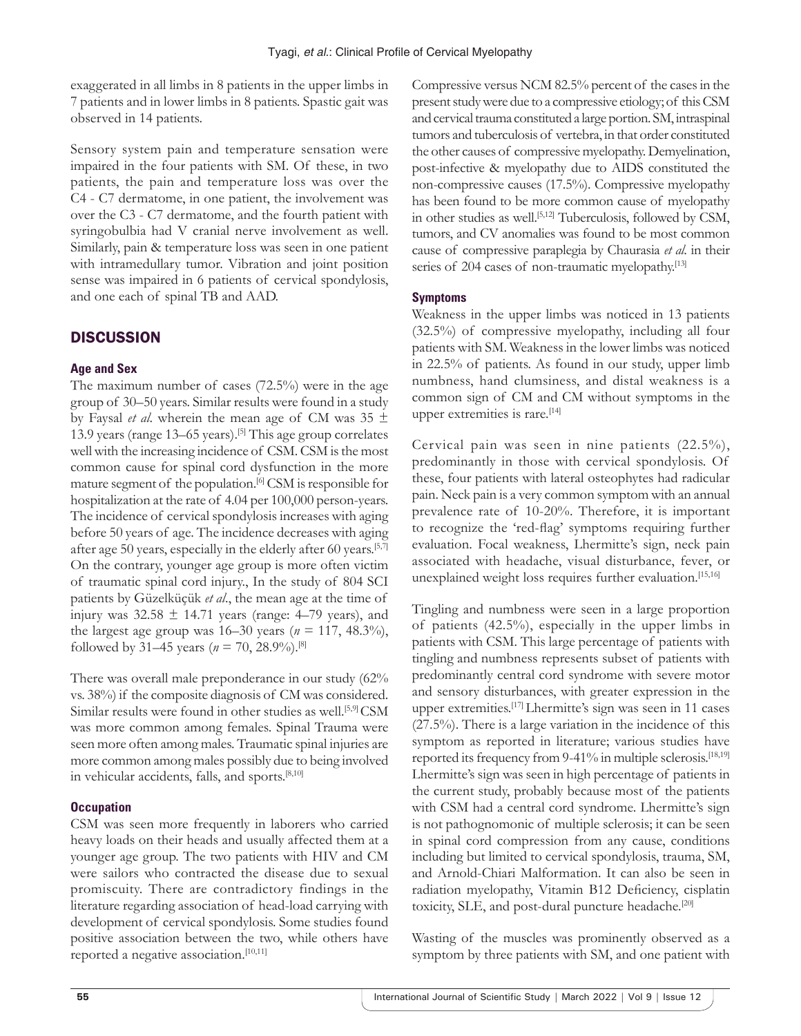exaggerated in all limbs in 8 patients in the upper limbs in 7 patients and in lower limbs in 8 patients. Spastic gait was observed in 14 patients.

Sensory system pain and temperature sensation were impaired in the four patients with SM. Of these, in two patients, the pain and temperature loss was over the C4 - C7 dermatome, in one patient, the involvement was over the C3 - C7 dermatome, and the fourth patient with syringobulbia had V cranial nerve involvement as well. Similarly, pain & temperature loss was seen in one patient with intramedullary tumor. Vibration and joint position sense was impaired in 6 patients of cervical spondylosis, and one each of spinal TB and AAD.

## DISCUSSION

### Age and Sex

The maximum number of cases (72.5%) were in the age group of 30–50 years. Similar results were found in a study by Faysal *et al*. wherein the mean age of CM was 35 ± 13.9 years (range 13–65 years).[5] This age group correlates well with the increasing incidence of CSM. CSM is the most common cause for spinal cord dysfunction in the more mature segment of the population.[6] CSM is responsible for hospitalization at the rate of 4.04 per 100,000 person-years. The incidence of cervical spondylosis increases with aging before 50 years of age. The incidence decreases with aging after age 50 years, especially in the elderly after 60 years.[5,7] On the contrary, younger age group is more often victim of traumatic spinal cord injury., In the study of 804 SCI patients by Güzelküçük *et al*., the mean age at the time of injury was 32.58 ± 14.71 years (range: 4–79 years), and the largest age group was 16–30 years (*n* = 117, 48.3%), followed by 31–45 years (*n* = 70, 28.9%).[8]

There was overall male preponderance in our study (62% vs. 38%) if the composite diagnosis of CM was considered. Similar results were found in other studies as well.[5,9] CSM was more common among females. Spinal Trauma were seen more often among males. Traumatic spinal injuries are more common among males possibly due to being involved in vehicular accidents, falls, and sports.[8,10]

### Occupation

CSM was seen more frequently in laborers who carried heavy loads on their heads and usually affected them at a younger age group. The two patients with HIV and CM were sailors who contracted the disease due to sexual promiscuity. There are contradictory findings in the literature regarding association of head-load carrying with development of cervical spondylosis. Some studies found positive association between the two, while others have reported a negative association.[10,11]

Compressive versus NCM 82.5% percent of the cases in the present study were due to a compressive etiology; of this CSM and cervical trauma constituted a large portion. SM, intraspinal tumors and tuberculosis of vertebra, in that order constituted the other causes of compressive myelopathy. Demyelination, post-infective & myelopathy due to AIDS constituted the non-compressive causes (17.5%). Compressive myelopathy has been found to be more common cause of myelopathy in other studies as well.[5,12] Tuberculosis, followed by CSM, tumors, and CV anomalies was found to be most common cause of compressive paraplegia by Chaurasia *et al*. in their series of 204 cases of non-traumatic myelopathy.[13]

### Symptoms

Weakness in the upper limbs was noticed in 13 patients (32.5%) of compressive myelopathy, including all four patients with SM. Weakness in the lower limbs was noticed in 22.5% of patients. As found in our study, upper limb numbness, hand clumsiness, and distal weakness is a common sign of CM and CM without symptoms in the upper extremities is rare.[14]

Cervical pain was seen in nine patients (22.5%), predominantly in those with cervical spondylosis. Of these, four patients with lateral osteophytes had radicular pain. Neck pain is a very common symptom with an annual prevalence rate of 10-20%. Therefore, it is important to recognize the 'red-flag' symptoms requiring further evaluation. Focal weakness, Lhermitte's sign, neck pain associated with headache, visual disturbance, fever, or unexplained weight loss requires further evaluation.[15,16]

Tingling and numbness were seen in a large proportion of patients (42.5%), especially in the upper limbs in patients with CSM. This large percentage of patients with tingling and numbness represents subset of patients with predominantly central cord syndrome with severe motor and sensory disturbances, with greater expression in the upper extremities.[17] Lhermitte's sign was seen in 11 cases (27.5%). There is a large variation in the incidence of this symptom as reported in literature; various studies have reported its frequency from 9-41% in multiple sclerosis.[18,19] Lhermitte's sign was seen in high percentage of patients in the current study, probably because most of the patients with CSM had a central cord syndrome. Lhermitte's sign is not pathognomonic of multiple sclerosis; it can be seen in spinal cord compression from any cause, conditions including but limited to cervical spondylosis, trauma, SM, and Arnold-Chiari Malformation. It can also be seen in radiation myelopathy, Vitamin B12 Deficiency, cisplatin toxicity, SLE, and post-dural puncture headache.[20]

Wasting of the muscles was prominently observed as a symptom by three patients with SM, and one patient with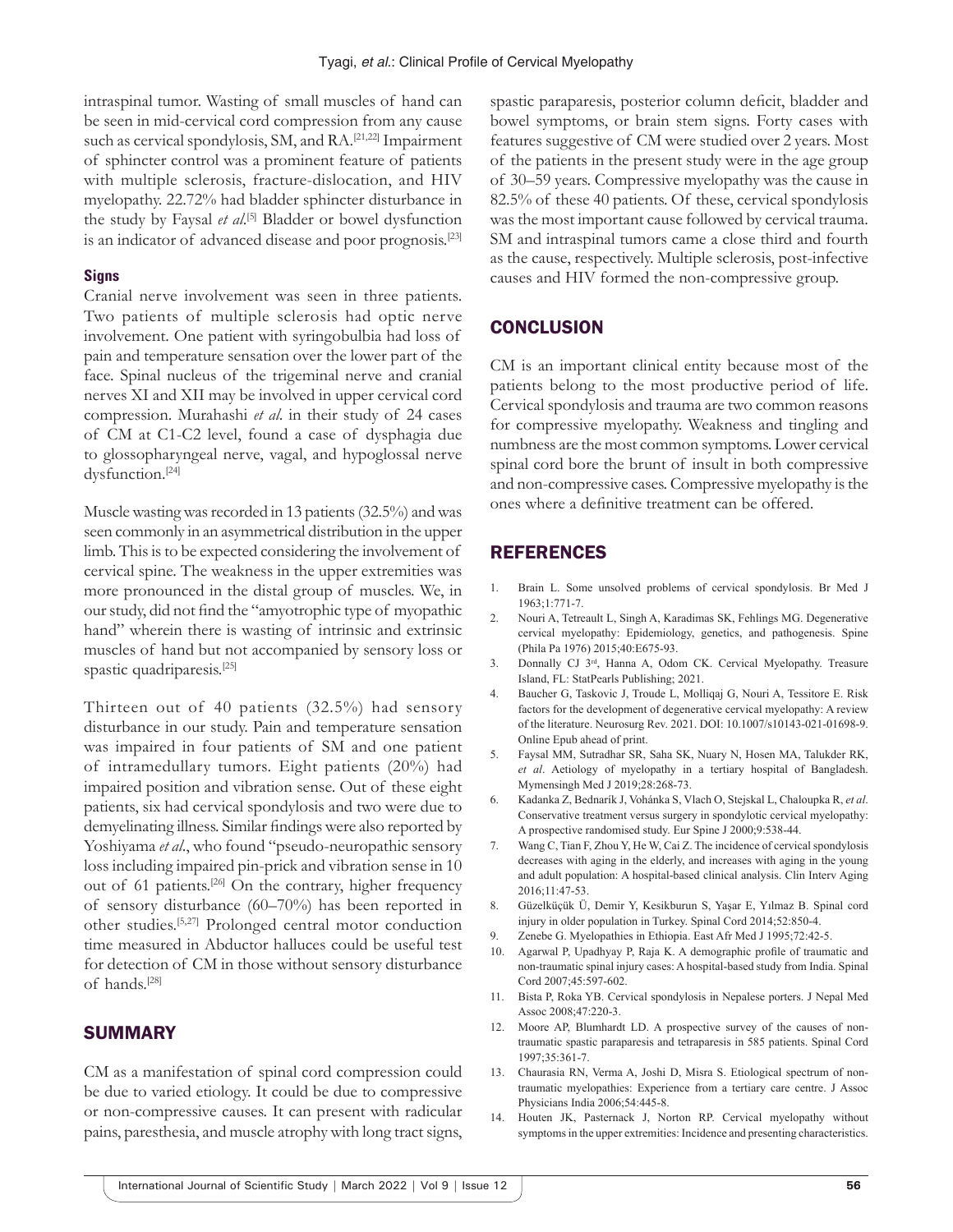intraspinal tumor. Wasting of small muscles of hand can be seen in mid-cervical cord compression from any cause such as cervical spondylosis, SM, and RA.[21,22] Impairment of sphincter control was a prominent feature of patients with multiple sclerosis, fracture-dislocation, and HIV myelopathy. 22.72% had bladder sphincter disturbance in the study by Faysal *et al*.[5] Bladder or bowel dysfunction is an indicator of advanced disease and poor prognosis.[23]

### Signs

Cranial nerve involvement was seen in three patients. Two patients of multiple sclerosis had optic nerve involvement. One patient with syringobulbia had loss of pain and temperature sensation over the lower part of the face. Spinal nucleus of the trigeminal nerve and cranial nerves XI and XII may be involved in upper cervical cord compression. Murahashi *et al*. in their study of 24 cases of CM at C1-C2 level, found a case of dysphagia due to glossopharyngeal nerve, vagal, and hypoglossal nerve dysfunction.[24]

Muscle wasting was recorded in 13 patients (32.5%) and was seen commonly in an asymmetrical distribution in the upper limb. This is to be expected considering the involvement of cervical spine. The weakness in the upper extremities was more pronounced in the distal group of muscles. We, in our study, did not find the "amyotrophic type of myopathic hand" wherein there is wasting of intrinsic and extrinsic muscles of hand but not accompanied by sensory loss or spastic quadriparesis.[25]

Thirteen out of 40 patients (32.5%) had sensory disturbance in our study. Pain and temperature sensation was impaired in four patients of SM and one patient of intramedullary tumors. Eight patients (20%) had impaired position and vibration sense. Out of these eight patients, six had cervical spondylosis and two were due to demyelinating illness. Similar findings were also reported by Yoshiyama *et al*., who found "pseudo-neuropathic sensory loss including impaired pin-prick and vibration sense in 10 out of 61 patients.[26] On the contrary, higher frequency of sensory disturbance (60–70%) has been reported in other studies.[5,27] Prolonged central motor conduction time measured in Abductor halluces could be useful test for detection of CM in those without sensory disturbance of hands.[28]

## SUMMARY

CM as a manifestation of spinal cord compression could be due to varied etiology. It could be due to compressive or non-compressive causes. It can present with radicular pains, paresthesia, and muscle atrophy with long tract signs, spastic paraparesis, posterior column deficit, bladder and bowel symptoms, or brain stem signs. Forty cases with features suggestive of CM were studied over 2 years. Most of the patients in the present study were in the age group of 30–59 years. Compressive myelopathy was the cause in 82.5% of these 40 patients. Of these, cervical spondylosis was the most important cause followed by cervical trauma. SM and intraspinal tumors came a close third and fourth as the cause, respectively. Multiple sclerosis, post-infective causes and HIV formed the non-compressive group.

## CONCLUSION

CM is an important clinical entity because most of the patients belong to the most productive period of life. Cervical spondylosis and trauma are two common reasons for compressive myelopathy. Weakness and tingling and numbness are the most common symptoms. Lower cervical spinal cord bore the brunt of insult in both compressive and non-compressive cases. Compressive myelopathy is the ones where a definitive treatment can be offered.

## REFERENCES

1. Brain L. Some unsolved problems of cervical spondylosis. Br Med J 1963;1:771-7.
2. Nouri A, Tetreault L, Singh A, Karadimas SK, Fehlings MG. Degenerative cervical myelopathy: Epidemiology, genetics, and pathogenesis. Spine (Phila Pa 1976) 2015;40:E675-93.
3. Donnally CJ 3rd, Hanna A, Odom CK. Cervical Myelopathy. Treasure Island, FL: StatPearls Publishing; 2021.
4. Baucher G, Taskovic J, Troude L, Molliqaj G, Nouri A, Tessitore E. Risk factors for the development of degenerative cervical myelopathy: A review of the literature. Neurosurg Rev. 2021. DOI: 10.1007/s10143-021-01698-9. Online Epub ahead of print.
5. Faysal MM, Sutradhar SR, Saha SK, Nuary N, Hosen MA, Talukder RK, *et al*. Aetiology of myelopathy in a tertiary hospital of Bangladesh. Mymensingh Med J 2019;28:268-73.
6. Kadanka Z, Bednarík J, Vohánka S, Vlach O, Stejskal L, Chaloupka R, *et al*. Conservative treatment versus surgery in spondylotic cervical myelopathy: A prospective randomised study. Eur Spine J 2000;9:538-44.
7. Wang C, Tian F, Zhou Y, He W, Cai Z. The incidence of cervical spondylosis decreases with aging in the elderly, and increases with aging in the young and adult population: A hospital-based clinical analysis. Clin Interv Aging 2016;11:47-53.
8. Güzelküçük Ü, Demir Y, Kesikburun S, Yaşar E, Yılmaz B. Spinal cord injury in older population in Turkey. Spinal Cord 2014;52:850-4.
9. Zenebe G. Myelopathies in Ethiopia. East Afr Med J 1995;72:42-5.
10. Agarwal P, Upadhyay P, Raja K. A demographic profile of traumatic and non-traumatic spinal injury cases: A hospital-based study from India. Spinal Cord 2007;45:597-602.
11. Bista P, Roka YB. Cervical spondylosis in Nepalese porters. J Nepal Med Assoc 2008;47:220-3.
12. Moore AP, Blumhardt LD. A prospective survey of the causes of non-traumatic spastic paraparesis and tetraparesis in 585 patients. Spinal Cord 1997;35:361-7.
13. Chaurasia RN, Verma A, Joshi D, Misra S. Etiological spectrum of non-traumatic myelopathies: Experience from a tertiary care centre. J Assoc Physicians India 2006;54:445-8.
14. Houten JK, Pasternack J, Norton RP. Cervical myelopathy without symptoms in the upper extremities: Incidence and presenting characteristics.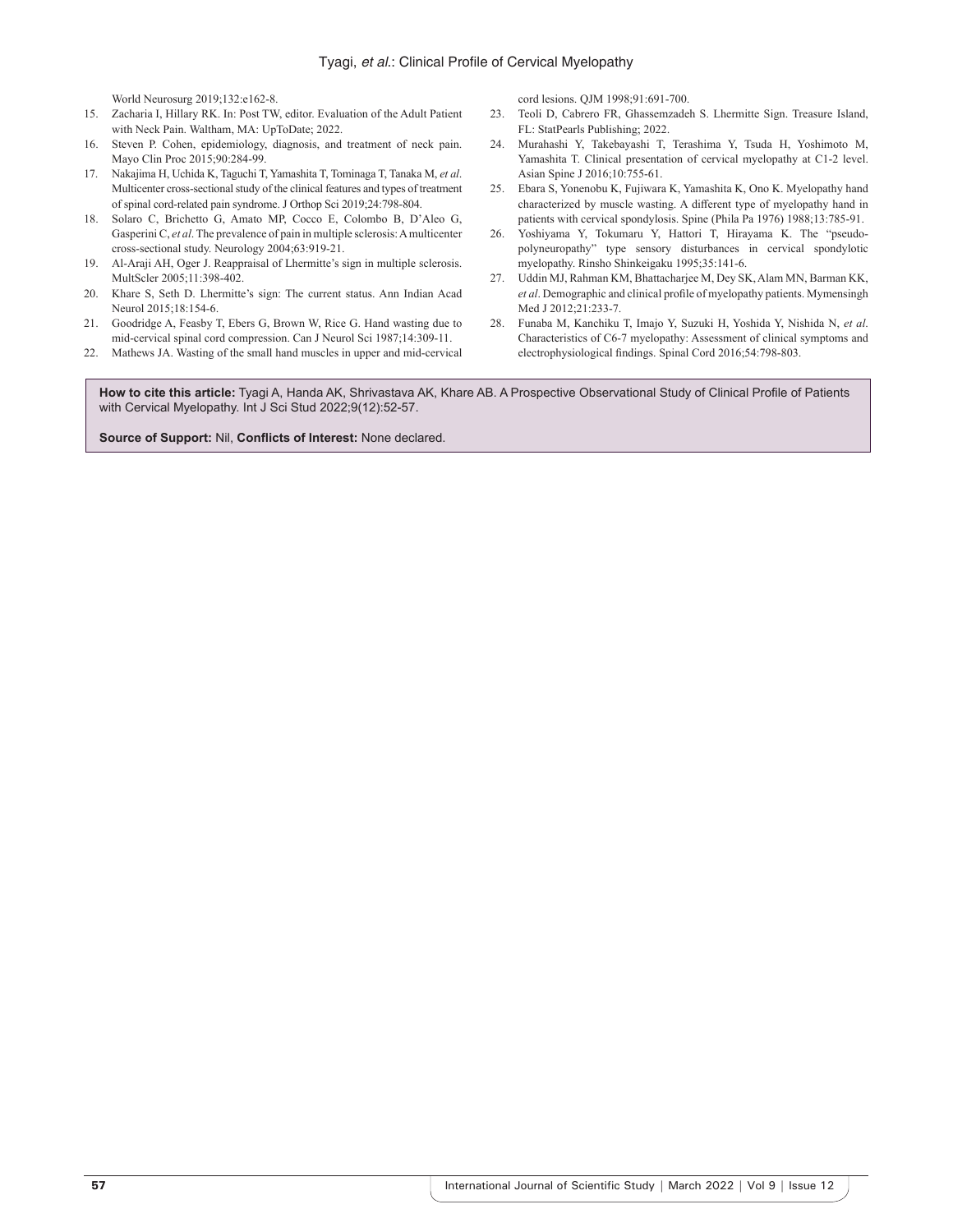World Neurosurg 2019;132:e162-8.

15. Zacharia I, Hillary RK. In: Post TW, editor. Evaluation of the Adult Patient with Neck Pain. Waltham, MA: UpToDate; 2022.
16. Steven P. Cohen, epidemiology, diagnosis, and treatment of neck pain. Mayo Clin Proc 2015;90:284-99.
17. Nakajima H, Uchida K, Taguchi T, Yamashita T, Tominaga T, Tanaka M, *et al*. Multicenter cross-sectional study of the clinical features and types of treatment of spinal cord-related pain syndrome. J Orthop Sci 2019;24:798-804.
18. Solaro C, Brichetto G, Amato MP, Cocco E, Colombo B, D'Aleo G, Gasperini C, *et al*. The prevalence of pain in multiple sclerosis: A multicenter cross-sectional study. Neurology 2004;63:919-21.
19. Al-Araji AH, Oger J. Reappraisal of Lhermitte's sign in multiple sclerosis. MultScler 2005;11:398-402.
20. Khare S, Seth D. Lhermitte's sign: The current status. Ann Indian Acad Neurol 2015;18:154-6.
21. Goodridge A, Feasby T, Ebers G, Brown W, Rice G. Hand wasting due to mid-cervical spinal cord compression. Can J Neurol Sci 1987;14:309-11.
22. Mathews JA. Wasting of the small hand muscles in upper and mid-cervical cord lesions. QJM 1998;91:691-700.
23. Teoli D, Cabrero FR, Ghassemzadeh S. Lhermitte Sign. Treasure Island, FL: StatPearls Publishing; 2022.
24. Murahashi Y, Takebayashi T, Terashima Y, Tsuda H, Yoshimoto M, Yamashita T. Clinical presentation of cervical myelopathy at C1-2 level. Asian Spine J 2016;10:755-61.
25. Ebara S, Yonenobu K, Fujiwara K, Yamashita K, Ono K. Myelopathy hand characterized by muscle wasting. A different type of myelopathy hand in patients with cervical spondylosis. Spine (Phila Pa 1976) 1988;13:785-91.
26. Yoshiyama Y, Tokumaru Y, Hattori T, Hirayama K. The "pseudo-polyneuropathy" type sensory disturbances in cervical spondylotic myelopathy. Rinsho Shinkeigaku 1995;35:141-6.
27. Uddin MJ, Rahman KM, Bhattacharjee M, Dey SK, Alam MN, Barman KK, *et al*. Demographic and clinical profile of myelopathy patients. Mymensingh Med J 2012;21:233-7.
28. Funaba M, Kanchiku T, Imajo Y, Suzuki H, Yoshida Y, Nishida N, *et al*. Characteristics of C6-7 myelopathy: Assessment of clinical symptoms and electrophysiological findings. Spinal Cord 2016;54:798-803.

**How to cite this article:** Tyagi A, Handa AK, Shrivastava AK, Khare AB. A Prospective Observational Study of Clinical Profile of Patients with Cervical Myelopathy. Int J Sci Stud 2022;9(12):52-57.

**Source of Support:** Nil, **Conflicts of Interest:** None declared.